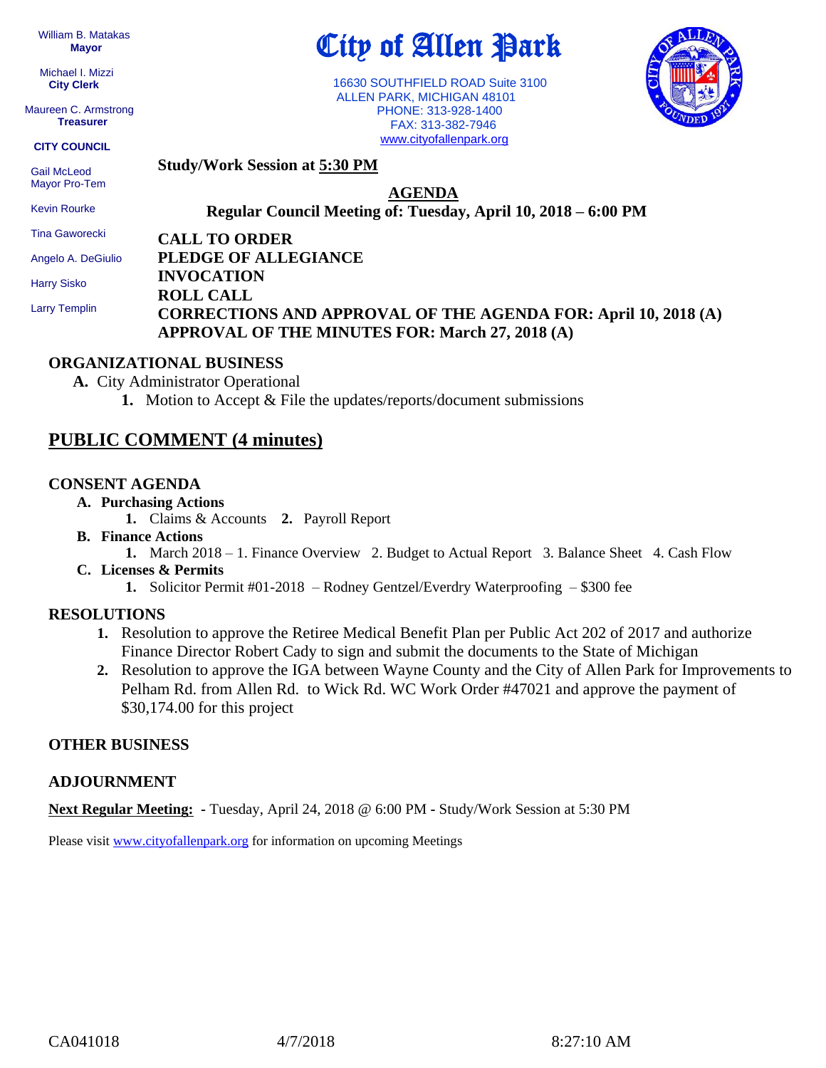William B. Matakas
**Mayor**

Michael I. Mizzi
**City Clerk**

Maureen C. Armstrong
**Treasurer**

**CITY COUNCIL**

Gail McLeod
Mayor Pro-Tem

Kevin Rourke

Tina Gaworecki

Angelo A. DeGiulio

Harry Sisko

Larry Templin

# City of Allen Park

16630 SOUTHFIELD ROAD Suite 3100
ALLEN PARK, MICHIGAN 48101
PHONE: 313-928-1400
FAX: 313-382-7946
www.cityofallenpark.org

**Study/Work Session at 5:30 PM**

## AGENDA

**Regular Council Meeting of: Tuesday, April 10, 2018 – 6:00 PM**

**CALL TO ORDER**
**PLEDGE OF ALLEGIANCE**
**INVOCATION**
**ROLL CALL**
**CORRECTIONS AND APPROVAL OF THE AGENDA FOR: April 10, 2018 (A)**
**APPROVAL OF THE MINUTES FOR: March 27, 2018 (A)**

### ORGANIZATIONAL BUSINESS

**A.** City Administrator Operational
  1. Motion to Accept & File the updates/reports/document submissions

## PUBLIC COMMENT (4 minutes)

### CONSENT AGENDA

**A. Purchasing Actions**
  1. Claims & Accounts  2. Payroll Report

**B. Finance Actions**
  1. March 2018 – 1. Finance Overview  2. Budget to Actual Report  3. Balance Sheet  4. Cash Flow

**C. Licenses & Permits**
  1. Solicitor Permit #01-2018 – Rodney Gentzel/Everdry Waterproofing – $300 fee

### RESOLUTIONS

1. Resolution to approve the Retiree Medical Benefit Plan per Public Act 202 of 2017 and authorize Finance Director Robert Cady to sign and submit the documents to the State of Michigan
2. Resolution to approve the IGA between Wayne County and the City of Allen Park for Improvements to Pelham Rd. from Allen Rd. to Wick Rd. WC Work Order #47021 and approve the payment of $30,174.00 for this project

### OTHER BUSINESS

### ADJOURNMENT

**Next Regular Meeting:** - Tuesday, April 24, 2018 @ 6:00 PM - Study/Work Session at 5:30 PM

Please visit www.cityofallenpark.org for information on upcoming Meetings

CA041018    4/7/2018    8:27:10 AM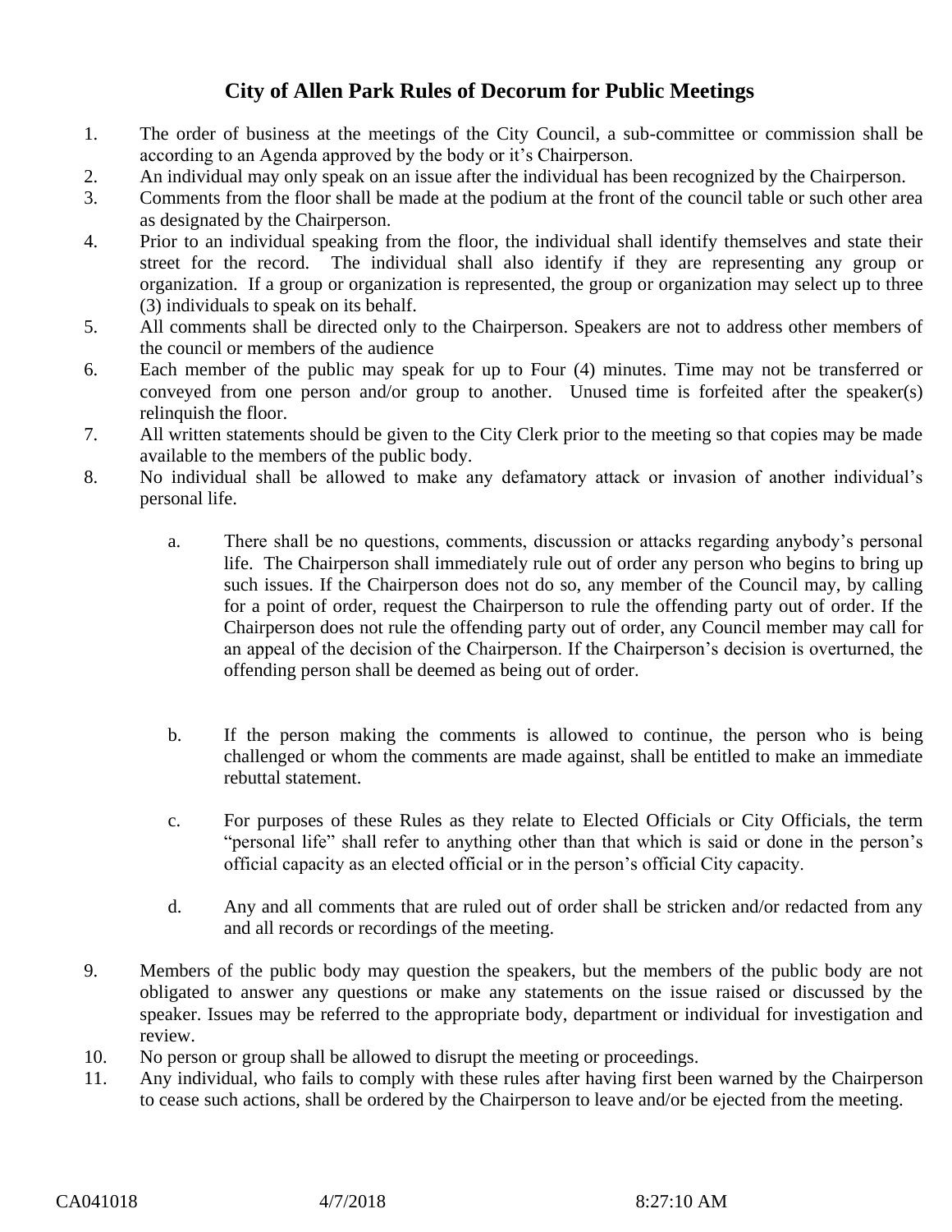# City of Allen Park Rules of Decorum for Public Meetings

1. The order of business at the meetings of the City Council, a sub-committee or commission shall be according to an Agenda approved by the body or it's Chairperson.
2. An individual may only speak on an issue after the individual has been recognized by the Chairperson.
3. Comments from the floor shall be made at the podium at the front of the council table or such other area as designated by the Chairperson.
4. Prior to an individual speaking from the floor, the individual shall identify themselves and state their street for the record. The individual shall also identify if they are representing any group or organization. If a group or organization is represented, the group or organization may select up to three (3) individuals to speak on its behalf.
5. All comments shall be directed only to the Chairperson. Speakers are not to address other members of the council or members of the audience
6. Each member of the public may speak for up to Four (4) minutes. Time may not be transferred or conveyed from one person and/or group to another. Unused time is forfeited after the speaker(s) relinquish the floor.
7. All written statements should be given to the City Clerk prior to the meeting so that copies may be made available to the members of the public body.
8. No individual shall be allowed to make any defamatory attack or invasion of another individual's personal life.

   a. There shall be no questions, comments, discussion or attacks regarding anybody's personal life. The Chairperson shall immediately rule out of order any person who begins to bring up such issues. If the Chairperson does not do so, any member of the Council may, by calling for a point of order, request the Chairperson to rule the offending party out of order. If the Chairperson does not rule the offending party out of order, any Council member may call for an appeal of the decision of the Chairperson. If the Chairperson's decision is overturned, the offending person shall be deemed as being out of order.

   b. If the person making the comments is allowed to continue, the person who is being challenged or whom the comments are made against, shall be entitled to make an immediate rebuttal statement.

   c. For purposes of these Rules as they relate to Elected Officials or City Officials, the term "personal life" shall refer to anything other than that which is said or done in the person's official capacity as an elected official or in the person's official City capacity.

   d. Any and all comments that are ruled out of order shall be stricken and/or redacted from any and all records or recordings of the meeting.

9. Members of the public body may question the speakers, but the members of the public body are not obligated to answer any questions or make any statements on the issue raised or discussed by the speaker. Issues may be referred to the appropriate body, department or individual for investigation and review.
10. No person or group shall be allowed to disrupt the meeting or proceedings.
11. Any individual, who fails to comply with these rules after having first been warned by the Chairperson to cease such actions, shall be ordered by the Chairperson to leave and/or be ejected from the meeting.

CA041018 4/7/2018 8:27:10 AM